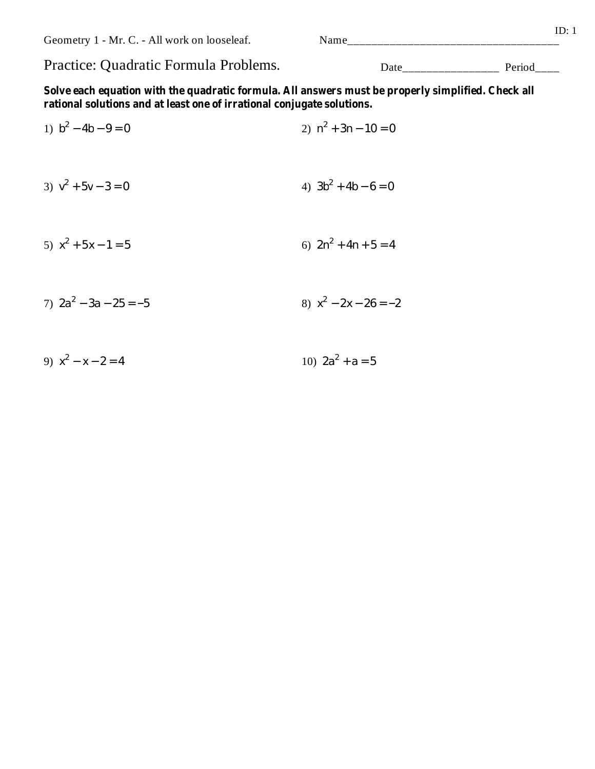ID: 1

Geometry 1 - Mr. C. - All work on looseleaf.　　　　Name_______________________________________

# Practice: Quadratic Formula Problems.

Date________________ Period____

**Solve each equation with the quadratic formula. All answers must be properly simplified. Check all rational solutions and at least one of irrational conjugate solutions.**

1) $b^2 - 4b - 9 = 0$

2) $n^2 + 3n - 10 = 0$

3) $v^2 + 5v - 3 = 0$

4) $3b^2 + 4b - 6 = 0$

5) $x^2 + 5x - 1 = 5$

6) $2n^2 + 4n + 5 = 4$

7) $2a^2 - 3a - 25 = -5$

8) $x^2 - 2x - 26 = -2$

9) $x^2 - x - 2 = 4$

10) $2a^2 + a = 5$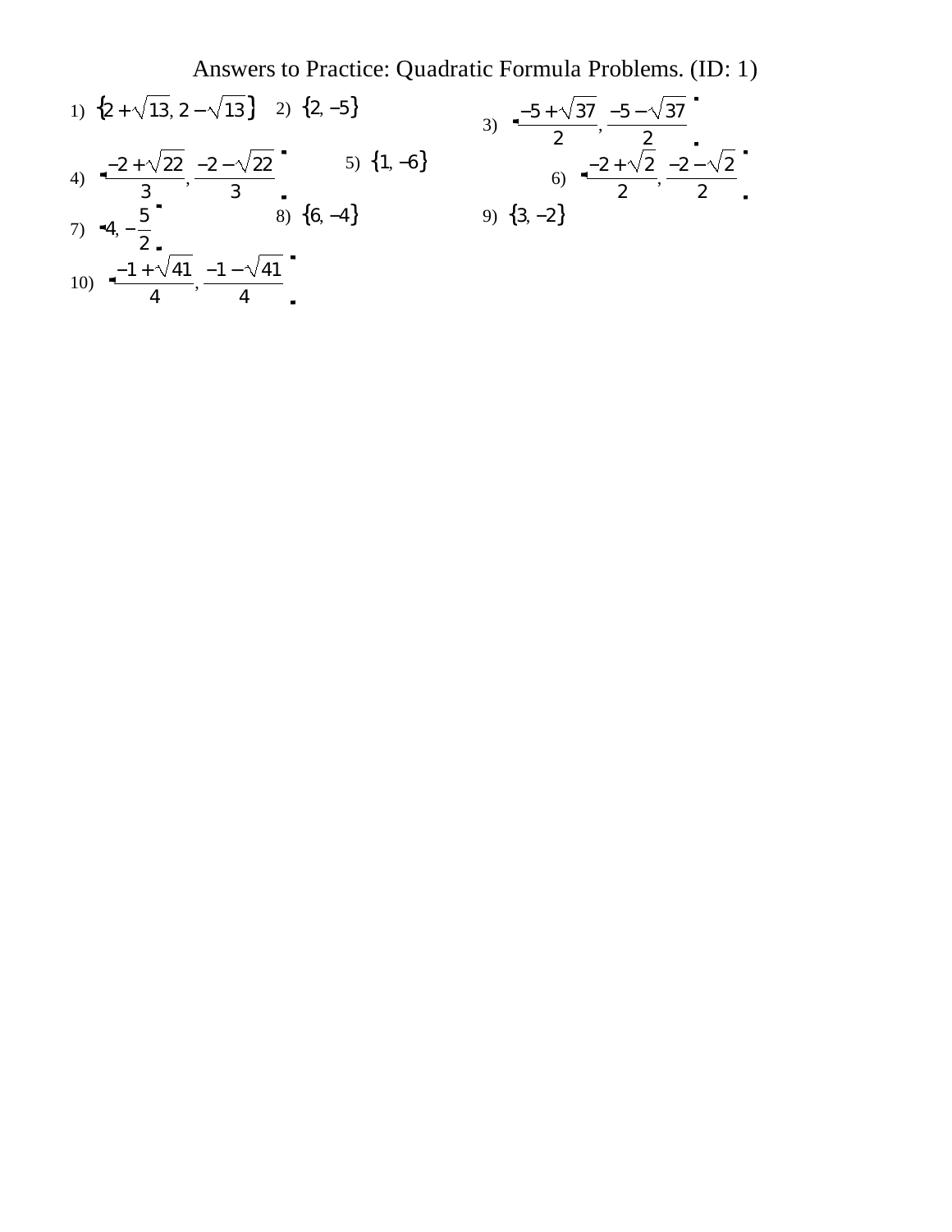# Answers to Practice: Quadratic Formula Problems. (ID: 1)

1) $\left\{2 + \sqrt{13},\ 2 - \sqrt{13}\right\}$

2) $\{2, -5\}$

3) $\left\{\dfrac{-5 + \sqrt{37}}{2}, \dfrac{-5 - \sqrt{37}}{2}\right\}$

4) $\left\{\dfrac{-2 + \sqrt{22}}{3}, \dfrac{-2 - \sqrt{22}}{3}\right\}$

5) $\{1, -6\}$

6) $\left\{\dfrac{-2 + \sqrt{2}}{2}, \dfrac{-2 - \sqrt{2}}{2}\right\}$

7) $\left\{4, -\dfrac{5}{2}\right\}$

8) $\{6, -4\}$

9) $\{3, -2\}$

10) $\left\{\dfrac{-1 + \sqrt{41}}{4}, \dfrac{-1 - \sqrt{41}}{4}\right\}$